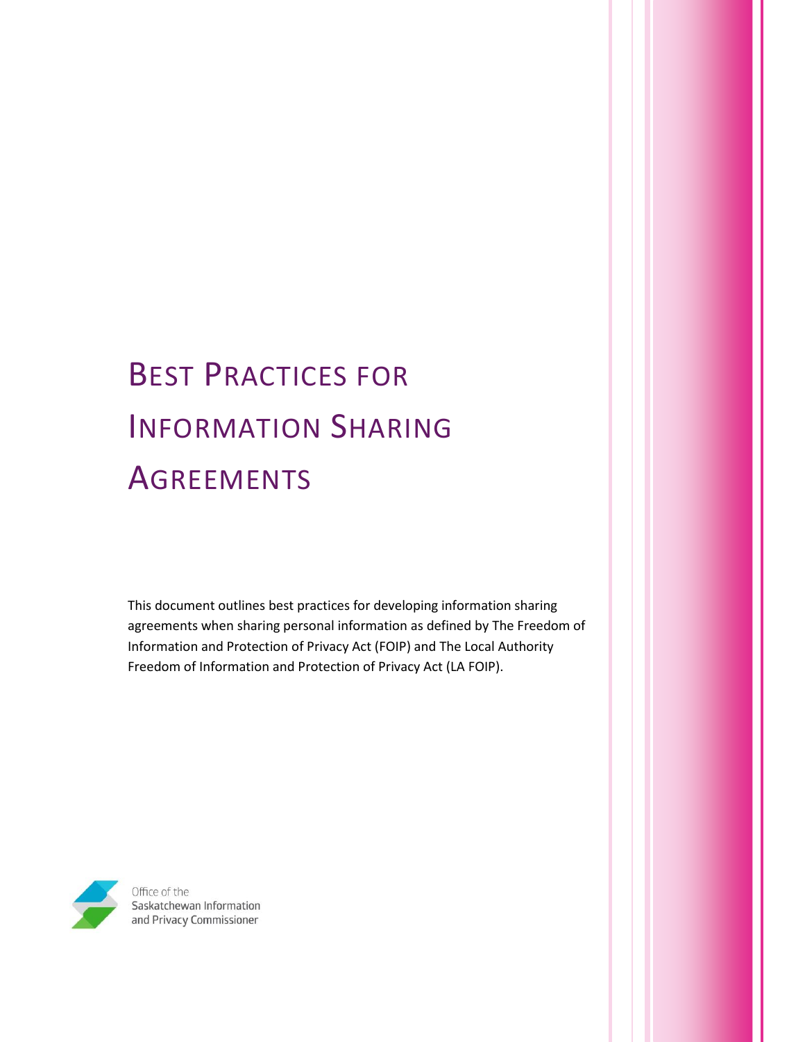# Best Practices for Information Sharing Agreements

This document outlines best practices for developing information sharing agreements when sharing personal information as defined by The Freedom of Information and Protection of Privacy Act (FOIP) and The Local Authority Freedom of Information and Protection of Privacy Act (LA FOIP).

Office of the Saskatchewan Information and Privacy Commissioner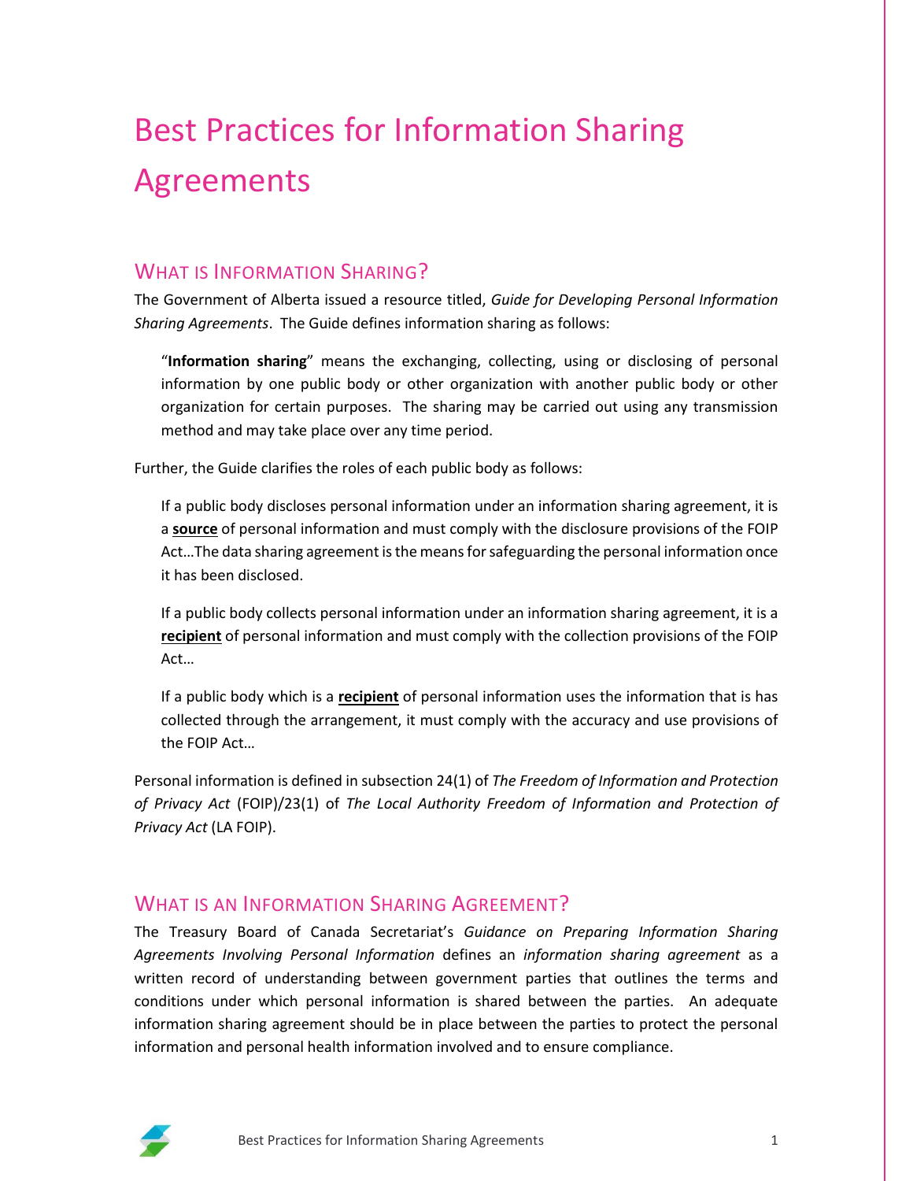# Best Practices for Information Sharing Agreements

## What is Information Sharing?

The Government of Alberta issued a resource titled, *Guide for Developing Personal Information Sharing Agreements*. The Guide defines information sharing as follows:

> "**Information sharing**" means the exchanging, collecting, using or disclosing of personal information by one public body or other organization with another public body or other organization for certain purposes. The sharing may be carried out using any transmission method and may take place over any time period.

Further, the Guide clarifies the roles of each public body as follows:

> If a public body discloses personal information under an information sharing agreement, it is a **<u>source</u>** of personal information and must comply with the disclosure provisions of the FOIP Act…The data sharing agreement is the means for safeguarding the personal information once it has been disclosed.
>
> If a public body collects personal information under an information sharing agreement, it is a **<u>recipient</u>** of personal information and must comply with the collection provisions of the FOIP Act…
>
> If a public body which is a **<u>recipient</u>** of personal information uses the information that is has collected through the arrangement, it must comply with the accuracy and use provisions of the FOIP Act…

Personal information is defined in subsection 24(1) of *The Freedom of Information and Protection of Privacy Act* (FOIP)/23(1) of *The Local Authority Freedom of Information and Protection of Privacy Act* (LA FOIP).

## What is an Information Sharing Agreement?

The Treasury Board of Canada Secretariat's *Guidance on Preparing Information Sharing Agreements Involving Personal Information* defines an *information sharing agreement* as a written record of understanding between government parties that outlines the terms and conditions under which personal information is shared between the parties. An adequate information sharing agreement should be in place between the parties to protect the personal information and personal health information involved and to ensure compliance.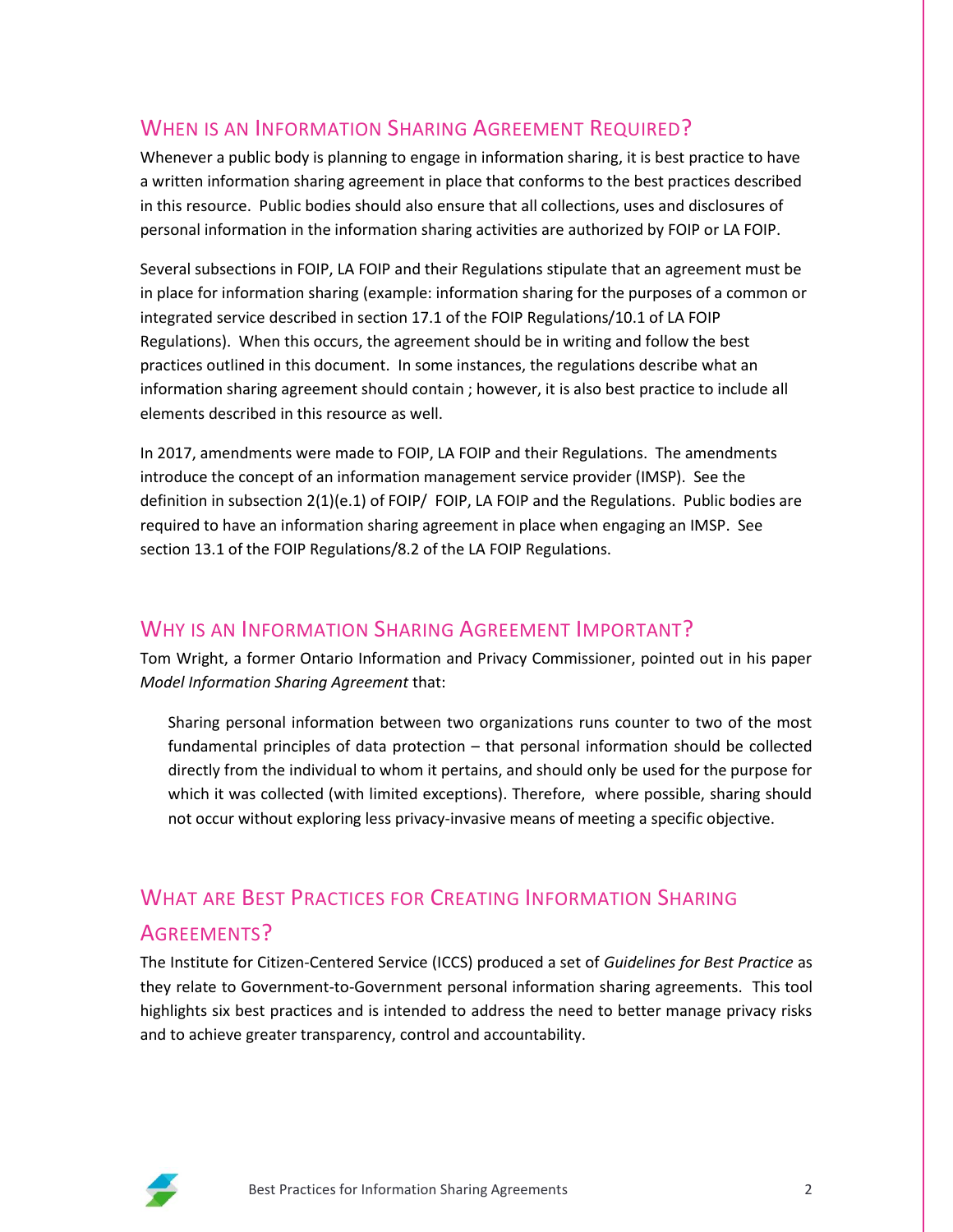## When is an Information Sharing Agreement Required?

Whenever a public body is planning to engage in information sharing, it is best practice to have a written information sharing agreement in place that conforms to the best practices described in this resource. Public bodies should also ensure that all collections, uses and disclosures of personal information in the information sharing activities are authorized by FOIP or LA FOIP.

Several subsections in FOIP, LA FOIP and their Regulations stipulate that an agreement must be in place for information sharing (example: information sharing for the purposes of a common or integrated service described in section 17.1 of the FOIP Regulations/10.1 of LA FOIP Regulations). When this occurs, the agreement should be in writing and follow the best practices outlined in this document. In some instances, the regulations describe what an information sharing agreement should contain ; however, it is also best practice to include all elements described in this resource as well.

In 2017, amendments were made to FOIP, LA FOIP and their Regulations. The amendments introduce the concept of an information management service provider (IMSP). See the definition in subsection 2(1)(e.1) of FOIP/ FOIP, LA FOIP and the Regulations. Public bodies are required to have an information sharing agreement in place when engaging an IMSP. See section 13.1 of the FOIP Regulations/8.2 of the LA FOIP Regulations.

## Why is an Information Sharing Agreement Important?

Tom Wright, a former Ontario Information and Privacy Commissioner, pointed out in his paper *Model Information Sharing Agreement* that:

> Sharing personal information between two organizations runs counter to two of the most fundamental principles of data protection – that personal information should be collected directly from the individual to whom it pertains, and should only be used for the purpose for which it was collected (with limited exceptions). Therefore, where possible, sharing should not occur without exploring less privacy-invasive means of meeting a specific objective.

## What are Best Practices for Creating Information Sharing Agreements?

The Institute for Citizen-Centered Service (ICCS) produced a set of *Guidelines for Best Practice* as they relate to Government-to-Government personal information sharing agreements. This tool highlights six best practices and is intended to address the need to better manage privacy risks and to achieve greater transparency, control and accountability.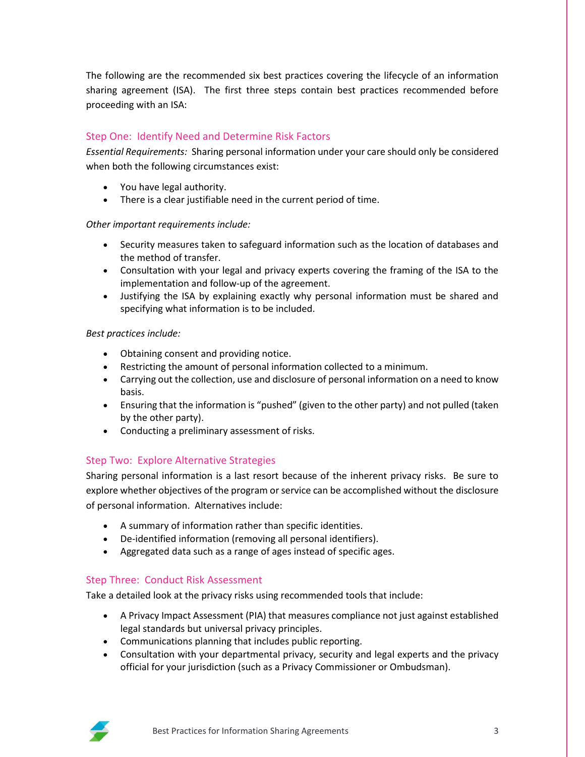The following are the recommended six best practices covering the lifecycle of an information sharing agreement (ISA). The first three steps contain best practices recommended before proceeding with an ISA:

## Step One: Identify Need and Determine Risk Factors

*Essential Requirements:* Sharing personal information under your care should only be considered when both the following circumstances exist:

- You have legal authority.
- There is a clear justifiable need in the current period of time.

*Other important requirements include:*

- Security measures taken to safeguard information such as the location of databases and the method of transfer.
- Consultation with your legal and privacy experts covering the framing of the ISA to the implementation and follow-up of the agreement.
- Justifying the ISA by explaining exactly why personal information must be shared and specifying what information is to be included.

*Best practices include:*

- Obtaining consent and providing notice.
- Restricting the amount of personal information collected to a minimum.
- Carrying out the collection, use and disclosure of personal information on a need to know basis.
- Ensuring that the information is "pushed" (given to the other party) and not pulled (taken by the other party).
- Conducting a preliminary assessment of risks.

## Step Two: Explore Alternative Strategies

Sharing personal information is a last resort because of the inherent privacy risks. Be sure to explore whether objectives of the program or service can be accomplished without the disclosure of personal information. Alternatives include:

- A summary of information rather than specific identities.
- De-identified information (removing all personal identifiers).
- Aggregated data such as a range of ages instead of specific ages.

## Step Three: Conduct Risk Assessment

Take a detailed look at the privacy risks using recommended tools that include:

- A Privacy Impact Assessment (PIA) that measures compliance not just against established legal standards but universal privacy principles.
- Communications planning that includes public reporting.
- Consultation with your departmental privacy, security and legal experts and the privacy official for your jurisdiction (such as a Privacy Commissioner or Ombudsman).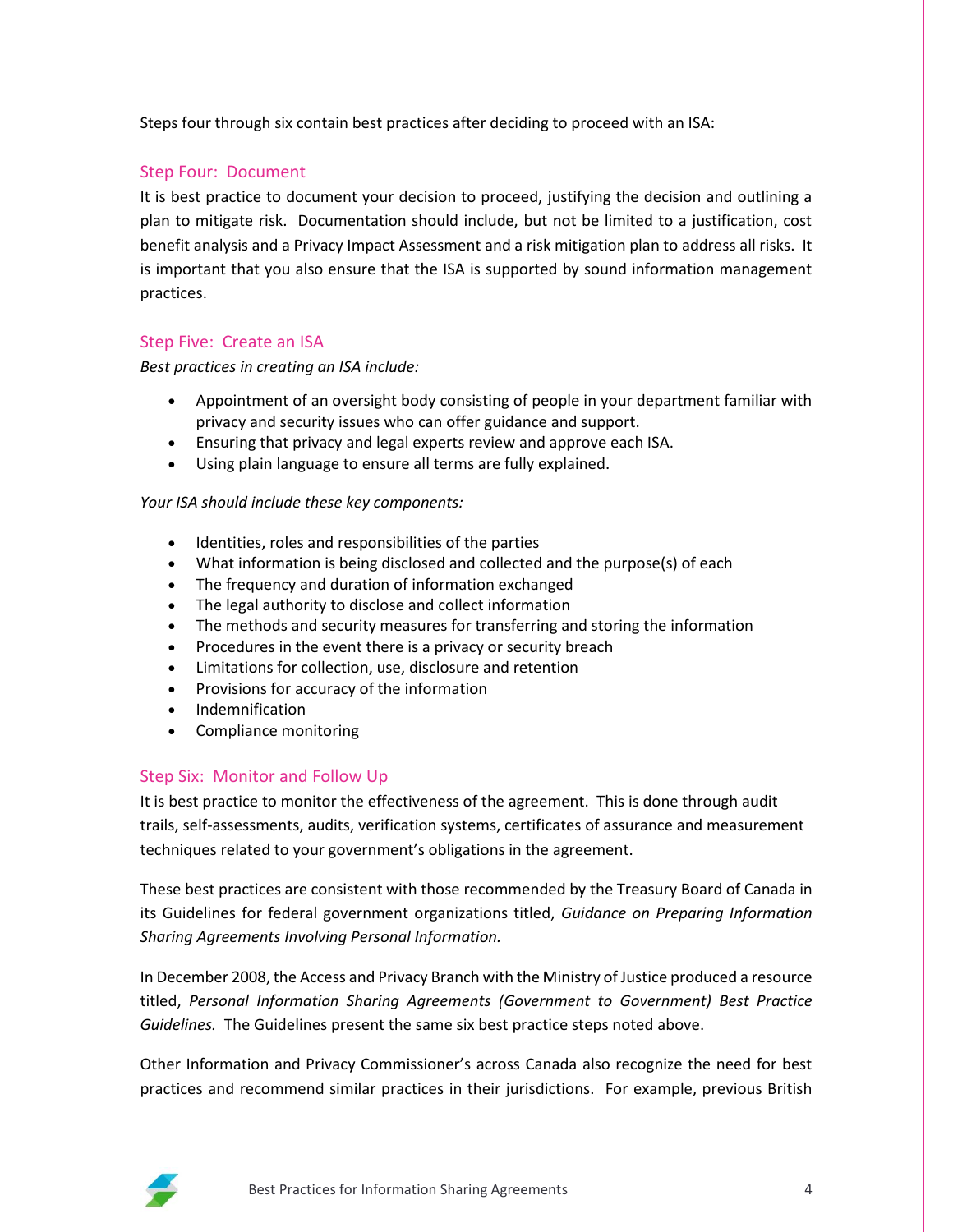Steps four through six contain best practices after deciding to proceed with an ISA:

### Step Four: Document

It is best practice to document your decision to proceed, justifying the decision and outlining a plan to mitigate risk. Documentation should include, but not be limited to a justification, cost benefit analysis and a Privacy Impact Assessment and a risk mitigation plan to address all risks. It is important that you also ensure that the ISA is supported by sound information management practices.

### Step Five: Create an ISA

*Best practices in creating an ISA include:*

- Appointment of an oversight body consisting of people in your department familiar with privacy and security issues who can offer guidance and support.
- Ensuring that privacy and legal experts review and approve each ISA.
- Using plain language to ensure all terms are fully explained.

*Your ISA should include these key components:*

- Identities, roles and responsibilities of the parties
- What information is being disclosed and collected and the purpose(s) of each
- The frequency and duration of information exchanged
- The legal authority to disclose and collect information
- The methods and security measures for transferring and storing the information
- Procedures in the event there is a privacy or security breach
- Limitations for collection, use, disclosure and retention
- Provisions for accuracy of the information
- Indemnification
- Compliance monitoring

### Step Six: Monitor and Follow Up

It is best practice to monitor the effectiveness of the agreement. This is done through audit trails, self-assessments, audits, verification systems, certificates of assurance and measurement techniques related to your government's obligations in the agreement.

These best practices are consistent with those recommended by the Treasury Board of Canada in its Guidelines for federal government organizations titled, *Guidance on Preparing Information Sharing Agreements Involving Personal Information.*

In December 2008, the Access and Privacy Branch with the Ministry of Justice produced a resource titled, *Personal Information Sharing Agreements (Government to Government) Best Practice Guidelines.* The Guidelines present the same six best practice steps noted above.

Other Information and Privacy Commissioner's across Canada also recognize the need for best practices and recommend similar practices in their jurisdictions. For example, previous British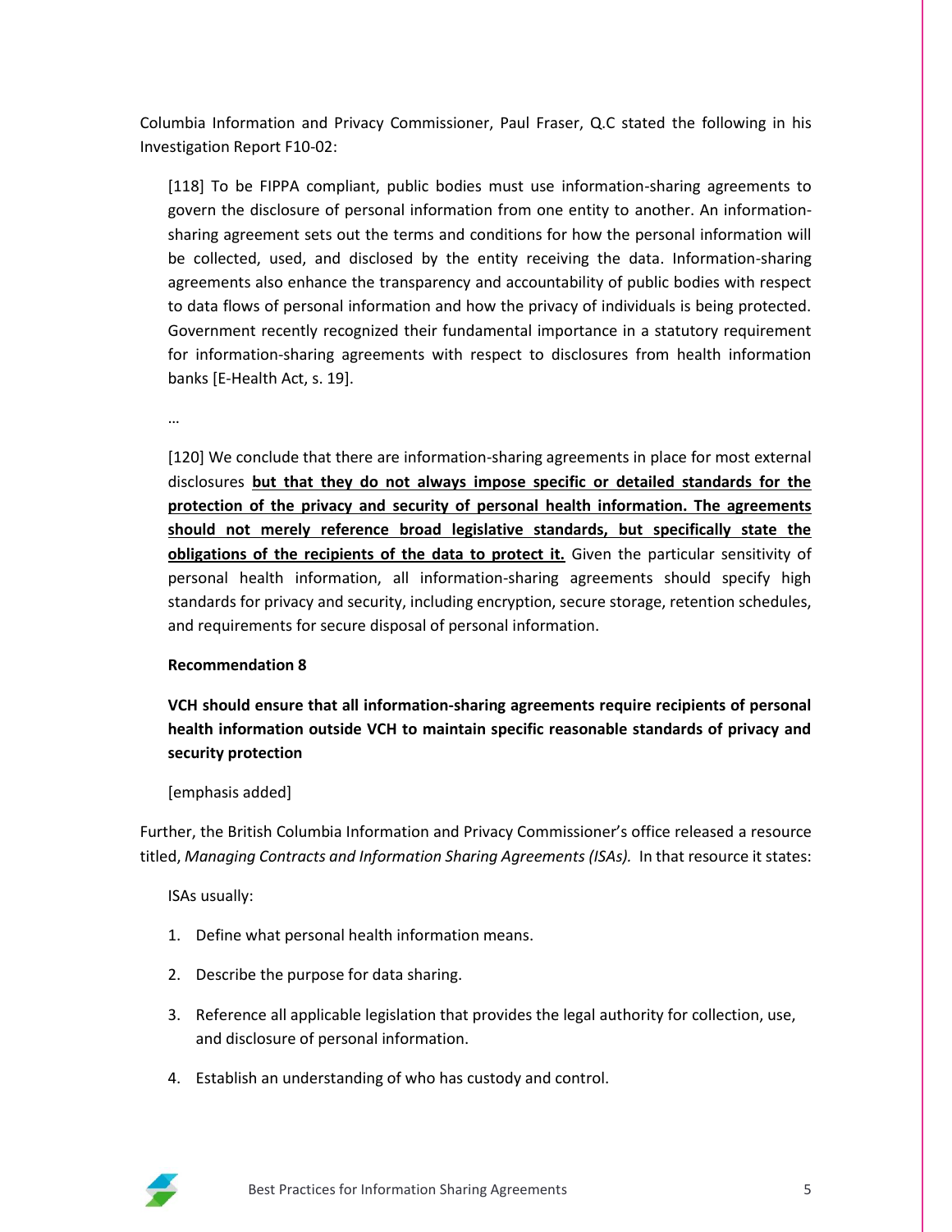Columbia Information and Privacy Commissioner, Paul Fraser, Q.C stated the following in his Investigation Report F10-02:

> [118] To be FIPPA compliant, public bodies must use information-sharing agreements to govern the disclosure of personal information from one entity to another. An information-sharing agreement sets out the terms and conditions for how the personal information will be collected, used, and disclosed by the entity receiving the data. Information-sharing agreements also enhance the transparency and accountability of public bodies with respect to data flows of personal information and how the privacy of individuals is being protected. Government recently recognized their fundamental importance in a statutory requirement for information-sharing agreements with respect to disclosures from health information banks [E-Health Act, s. 19].
>
> …
>
> [120] We conclude that there are information-sharing agreements in place for most external disclosures **<u>but that they do not always impose specific or detailed standards for the protection of the privacy and security of personal health information. The agreements should not merely reference broad legislative standards, but specifically state the obligations of the recipients of the data to protect it.</u>** Given the particular sensitivity of personal health information, all information-sharing agreements should specify high standards for privacy and security, including encryption, secure storage, retention schedules, and requirements for secure disposal of personal information.
>
> **Recommendation 8**
>
> **VCH should ensure that all information-sharing agreements require recipients of personal health information outside VCH to maintain specific reasonable standards of privacy and security protection**
>
> [emphasis added]

Further, the British Columbia Information and Privacy Commissioner's office released a resource titled, *Managing Contracts and Information Sharing Agreements (ISAs).* In that resource it states:

> ISAs usually:
>
> 1. Define what personal health information means.
> 2. Describe the purpose for data sharing.
> 3. Reference all applicable legislation that provides the legal authority for collection, use, and disclosure of personal information.
> 4. Establish an understanding of who has custody and control.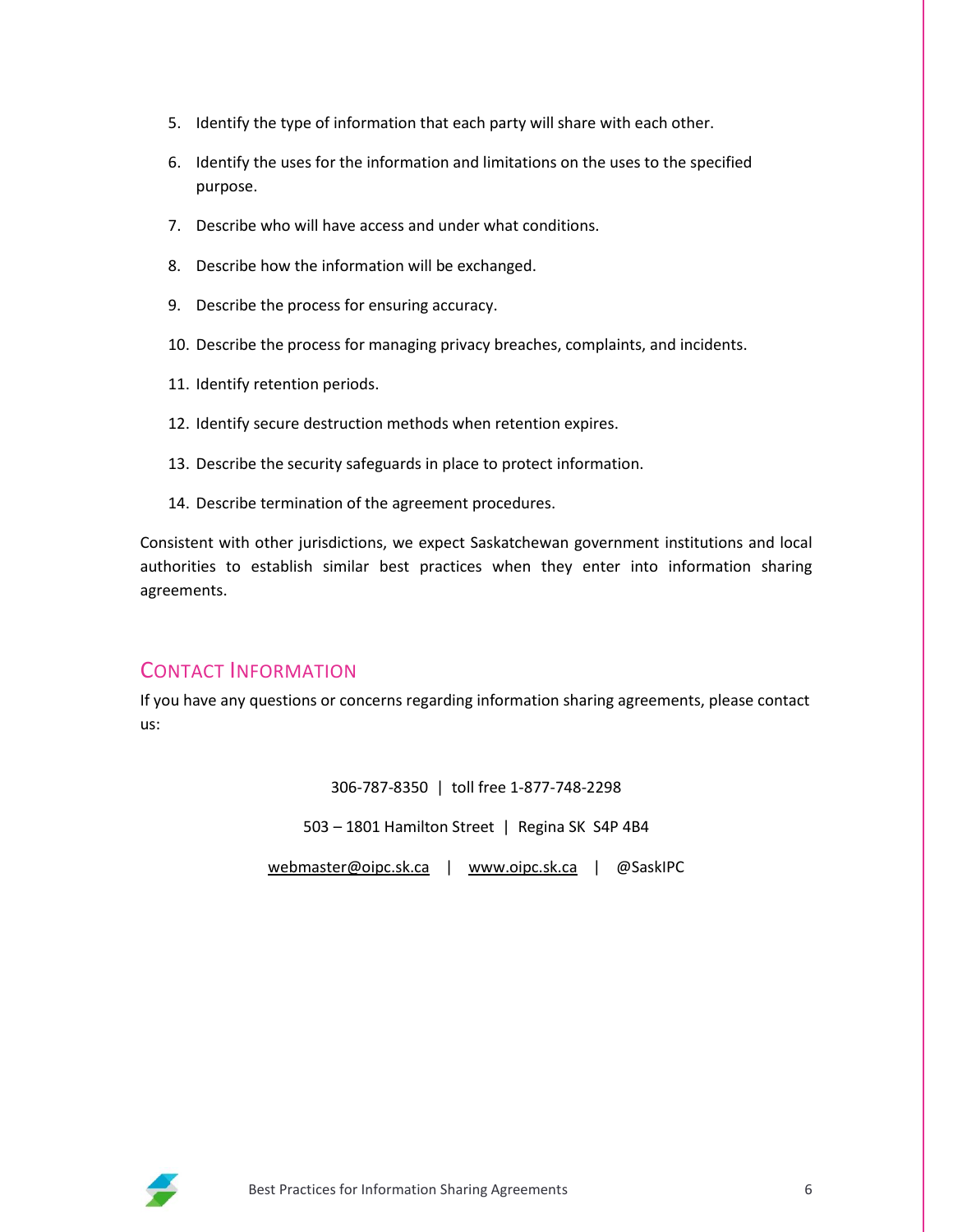5. Identify the type of information that each party will share with each other.
6. Identify the uses for the information and limitations on the uses to the specified purpose.
7. Describe who will have access and under what conditions.
8. Describe how the information will be exchanged.
9. Describe the process for ensuring accuracy.
10. Describe the process for managing privacy breaches, complaints, and incidents.
11. Identify retention periods.
12. Identify secure destruction methods when retention expires.
13. Describe the security safeguards in place to protect information.
14. Describe termination of the agreement procedures.

Consistent with other jurisdictions, we expect Saskatchewan government institutions and local authorities to establish similar best practices when they enter into information sharing agreements.

## Contact Information

If you have any questions or concerns regarding information sharing agreements, please contact us:

306-787-8350 | toll free 1-877-748-2298

503 – 1801 Hamilton Street | Regina SK S4P 4B4

webmaster@oipc.sk.ca | www.oipc.sk.ca | @SaskIPC